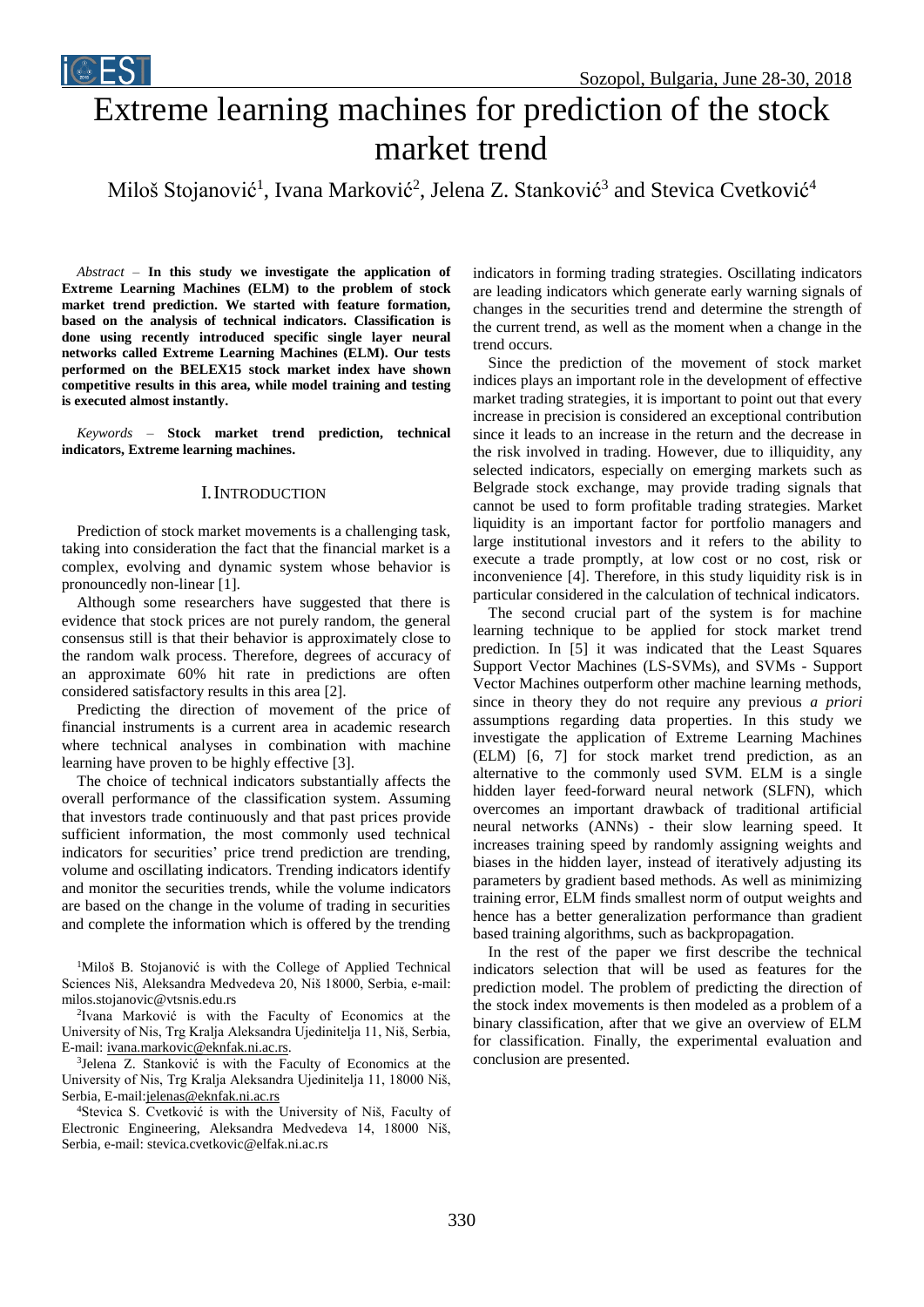# Extreme learning machines for prediction of the stock market trend

Miloš Stojanović[1], Ivana Marković[2], Jelena Z. Stanković[3] and Stevica Cvetković[4]

*Abstract* – **In this study we investigate the application of Extreme Learning Machines (ELM) to the problem of stock market trend prediction. We started with feature formation, based on the analysis of technical indicators. Classification is done using recently introduced specific single layer neural networks called Extreme Learning Machines (ELM). Our tests performed on the BELEX15 stock market index have shown competitive results in this area, while model training and testing is executed almost instantly.**

*Keywords* – **Stock market trend prediction, technical indicators, Extreme learning machines.**

## I. Introduction

Prediction of stock market movements is a challenging task, taking into consideration the fact that the financial market is a complex, evolving and dynamic system whose behavior is pronouncedly non-linear [1].

Although some researchers have suggested that there is evidence that stock prices are not purely random, the general consensus still is that their behavior is approximately close to the random walk process. Therefore, degrees of accuracy of an approximate 60% hit rate in predictions are often considered satisfactory results in this area [2].

Predicting the direction of movement of the price of financial instruments is a current area in academic research where technical analyses in combination with machine learning have proven to be highly effective [3].

The choice of technical indicators substantially affects the overall performance of the classification system. Assuming that investors trade continuously and that past prices provide sufficient information, the most commonly used technical indicators for securities' price trend prediction are trending, volume and oscillating indicators. Trending indicators identify and monitor the securities trends, while the volume indicators are based on the change in the volume of trading in securities and complete the information which is offered by the trending indicators in forming trading strategies. Oscillating indicators are leading indicators which generate early warning signals of changes in the securities trend and determine the strength of the current trend, as well as the moment when a change in the trend occurs.

Since the prediction of the movement of stock market indices plays an important role in the development of effective market trading strategies, it is important to point out that every increase in precision is considered an exceptional contribution since it leads to an increase in the return and the decrease in the risk involved in trading. However, due to illiquidity, any selected indicators, especially on emerging markets such as Belgrade stock exchange, may provide trading signals that cannot be used to form profitable trading strategies. Market liquidity is an important factor for portfolio managers and large institutional investors and it refers to the ability to execute a trade promptly, at low cost or no cost, risk or inconvenience [4]. Therefore, in this study liquidity risk is in particular considered in the calculation of technical indicators.

The second crucial part of the system is for machine learning technique to be applied for stock market trend prediction. In [5] it was indicated that the Least Squares Support Vector Machines (LS-SVMs), and SVMs - Support Vector Machines outperform other machine learning methods, since in theory they do not require any previous *a priori* assumptions regarding data properties. In this study we investigate the application of Extreme Learning Machines (ELM) [6, 7] for stock market trend prediction, as an alternative to the commonly used SVM. ELM is a single hidden layer feed-forward neural network (SLFN), which overcomes an important drawback of traditional artificial neural networks (ANNs) - their slow learning speed. It increases training speed by randomly assigning weights and biases in the hidden layer, instead of iteratively adjusting its parameters by gradient based methods. As well as minimizing training error, ELM finds smallest norm of output weights and hence has a better generalization performance than gradient based training algorithms, such as backpropagation.

In the rest of the paper we first describe the technical indicators selection that will be used as features for the prediction model. The problem of predicting the direction of the stock index movements is then modeled as a problem of a binary classification, after that we give an overview of ELM for classification. Finally, the experimental evaluation and conclusion are presented.

[1]Miloš B. Stojanović is with the College of Applied Technical Sciences Niš, Aleksandra Medvedeva 20, Niš 18000, Serbia, e-mail: milos.stojanovic@vtsnis.edu.rs

[2]Ivana Marković is with the Faculty of Economics at the University of Nis, Trg Kralja Aleksandra Ujedinitelja 11, Niš, Serbia, E-mail: ivana.markovic@eknfak.ni.ac.rs.

[3]Jelena Z. Stanković is with the Faculty of Economics at the University of Nis, Trg Kralja Aleksandra Ujedinitelja 11, 18000 Niš, Serbia, E-mail:jelenas@eknfak.ni.ac.rs

[4]Stevica S. Cvetković is with the University of Niš, Faculty of Electronic Engineering, Aleksandra Medvedeva 14, 18000 Niš, Serbia, e-mail: stevica.cvetkovic@elfak.ni.ac.rs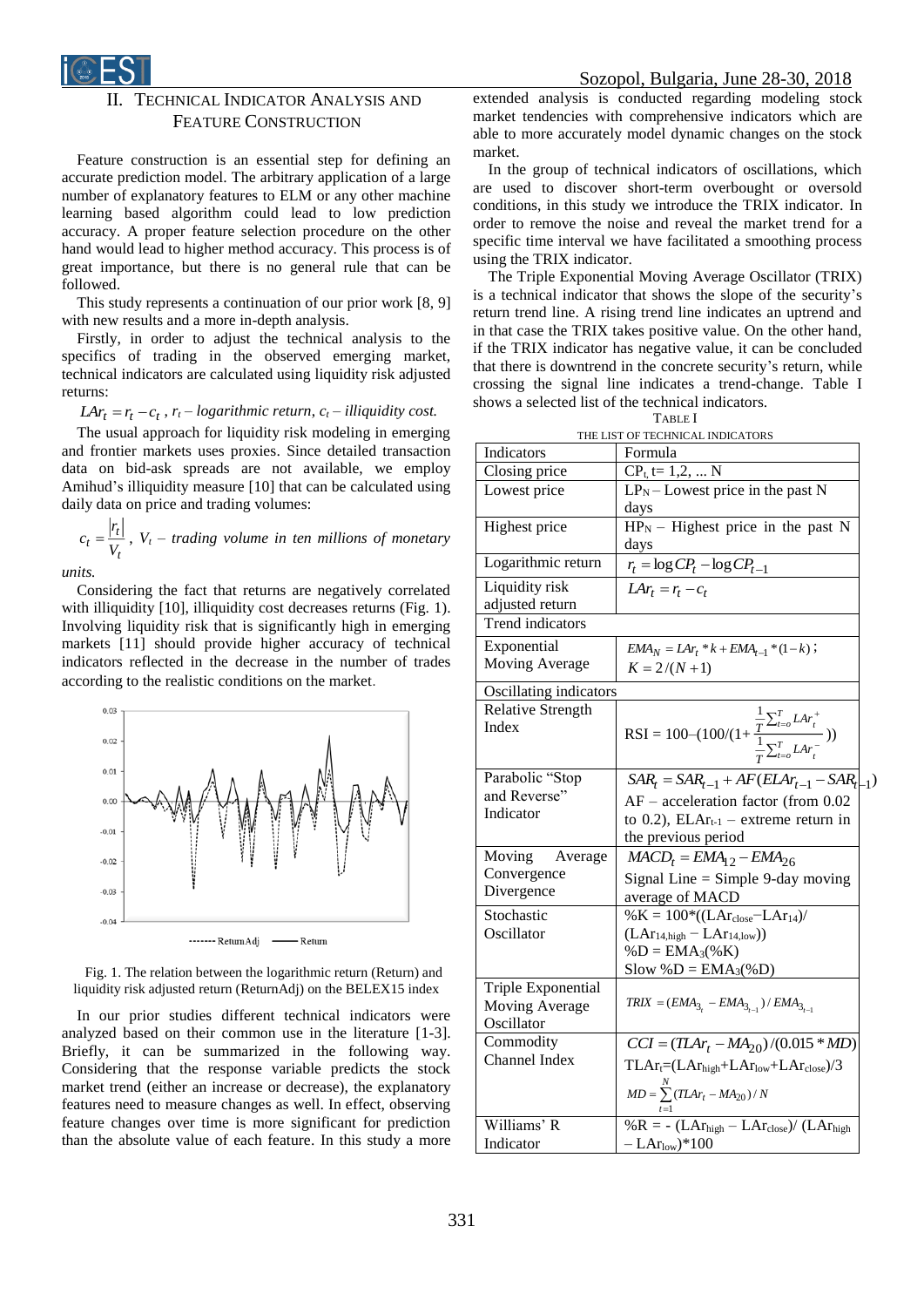## II. Technical Indicator Analysis and Feature Construction

Feature construction is an essential step for defining an accurate prediction model. The arbitrary application of a large number of explanatory features to ELM or any other machine learning based algorithm could lead to low prediction accuracy. A proper feature selection procedure on the other hand would lead to higher method accuracy. This process is of great importance, but there is no general rule that can be followed.

This study represents a continuation of our prior work [8, 9] with new results and a more in-depth analysis.

Firstly, in order to adjust the technical analysis to the specifics of trading in the observed emerging market, technical indicators are calculated using liquidity risk adjusted returns:

$LAr_t = r_t - c_t$ , *$r_t$ – logarithmic return, $c_t$ – illiquidity cost.*

The usual approach for liquidity risk modeling in emerging and frontier markets uses proxies. Since detailed transaction data on bid-ask spreads are not available, we employ Amihud's illiquidity measure [10] that can be calculated using daily data on price and trading volumes:

$c_t = \frac{|r_t|}{V_t}$, *$V_t$ – trading volume in ten millions of monetary units.*

Considering the fact that returns are negatively correlated with illiquidity [10], illiquidity cost decreases returns (Fig. 1). Involving liquidity risk that is significantly high in emerging markets [11] should provide higher accuracy of technical indicators reflected in the decrease in the number of trades according to the realistic conditions on the market.

Fig. 1. The relation between the logarithmic return (Return) and liquidity risk adjusted return (ReturnAdj) on the BELEX15 index

In our prior studies different technical indicators were analyzed based on their common use in the literature [1-3]. Briefly, it can be summarized in the following way. Considering that the response variable predicts the stock market trend (either an increase or decrease), the explanatory features need to measure changes as well. In effect, observing feature changes over time is more significant for prediction than the absolute value of each feature. In this study a more extended analysis is conducted regarding modeling stock market tendencies with comprehensive indicators which are able to more accurately model dynamic changes on the stock market.

In the group of technical indicators of oscillations, which are used to discover short-term overbought or oversold conditions, in this study we introduce the TRIX indicator. In order to remove the noise and reveal the market trend for a specific time interval we have facilitated a smoothing process using the TRIX indicator.

The Triple Exponential Moving Average Oscillator (TRIX) is a technical indicator that shows the slope of the security's return trend line. A rising trend line indicates an uptrend and in that case the TRIX takes positive value. On the other hand, if the TRIX indicator has negative value, it can be concluded that there is downtrend in the concrete security's return, while crossing the signal line indicates a trend-change. Table I shows a selected list of the technical indicators.

TABLE I
THE LIST OF TECHNICAL INDICATORS

| Indicators | Formula |
|---|---|
| Closing price | $CP_t$, t= 1,2, ... N |
| Lowest price | $LP_N$ – Lowest price in the past N days |
| Highest price | $HP_N$ – Highest price in the past N days |
| Logarithmic return | $r_t = \log CP_t - \log CP_{t-1}$ |
| Liquidity risk adjusted return | $LAr_t = r_t - c_t$ |
| Trend indicators | |
| Exponential Moving Average | $EMA_N = LAr_t * k + EMA_{t-1} * (1-k)$; $K = 2/(N+1)$ |
| Oscillating indicators | |
| Relative Strength Index | $RSI = 100 - (100/(1 + \frac{\frac{1}{T}\sum_{t=0}^{T} LAr_t^+}{\frac{1}{T}\sum_{t=0}^{T} LAr_t^-}))$ |
| Parabolic "Stop and Reverse" Indicator | $SAR_t = SAR_{t-1} + AF(ELAr_{t-1} - SAR_{t-1})$ AF – acceleration factor (from 0.02 to 0.2), $ELAr_{t-1}$ – extreme return in the previous period |
| Moving Average Convergence Divergence | $MACD_t = EMA_{12} - EMA_{26}$ Signal Line = Simple 9-day moving average of MACD |
| Stochastic Oscillator | $\%K = 100*((LAr_{close} - LAr_{14})/(LAr_{14,high} - LAr_{14,low}))$ $\%D = EMA_3(\%K)$ Slow $\%D = EMA_3(\%D)$ |
| Triple Exponential Moving Average Oscillator | $TRIX = (EMA_{3_t} - EMA_{3_{t-1}}) / EMA_{3_{t-1}}$ |
| Commodity Channel Index | $CCI = (TLAr_t - MA_{20})/(0.015 * MD)$ $TLAr_t = (LAr_{high} + LAr_{low} + LAr_{close})/3$ $MD = \sum_{t=1}^{N}(TLAr_t - MA_{20})/N$ |
| Williams' R Indicator | $\%R = -(LAr_{high} - LAr_{close})/(LAr_{high} - LAr_{low})*100$ |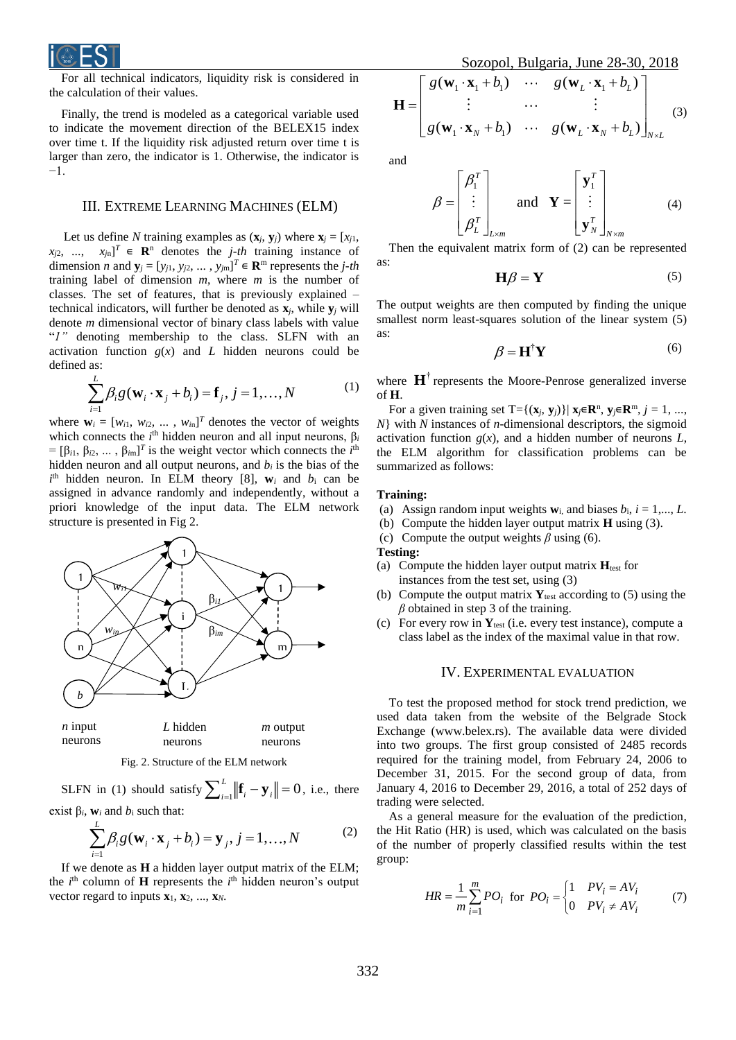For all technical indicators, liquidity risk is considered in the calculation of their values.

Finally, the trend is modeled as a categorical variable used to indicate the movement direction of the BELEX15 index over time t. If the liquidity risk adjusted return over time t is larger than zero, the indicator is 1. Otherwise, the indicator is −1.

## III. Extreme Learning Machines (ELM)

Let us define $N$ training examples as $(\mathbf{x}_j, \mathbf{y}_j)$ where $\mathbf{x}_j = [x_{j1}, x_{j2}, \ldots, x_{jn}]^T \in \mathbf{R}^n$ denotes the $j$-th training instance of dimension $n$ and $\mathbf{y}_j = [y_{j1}, y_{j2}, \ldots, y_{jm}]^T \in \mathbf{R}^m$ represents the $j$-th training label of dimension $m$, where $m$ is the number of classes. The set of features, that is previously explained – technical indicators, will further be denoted as $\mathbf{x}_j$, while $\mathbf{y}_j$ will denote $m$ dimensional vector of binary class labels with value "*1*" denoting membership to the class. SLFN with an activation function $g(x)$ and $L$ hidden neurons could be defined as:

$$\sum_{i=1}^{L} \beta_i g(\mathbf{w}_i \cdot \mathbf{x}_j + b_i) = \mathbf{f}_j,\ j = 1, \ldots, N \tag{1}$$

where $\mathbf{w}_i = [w_{i1}, w_{i2}, \ldots, w_{in}]^T$ denotes the vector of weights which connects the $i^{th}$ hidden neuron and all input neurons, $\beta_i = [\beta_{i1}, \beta_{i2}, \ldots, \beta_{im}]^T$ is the weight vector which connects the $i^{th}$ hidden neuron and all output neurons, and $b_i$ is the bias of the $i^{th}$ hidden neuron. In ELM theory [8], $\mathbf{w}_i$ and $b_i$ can be assigned in advance randomly and independently, without a priori knowledge of the input data. The ELM network structure is presented in Fig 2.

Fig. 2. Structure of the ELM network

SLFN in (1) should satisfy $\sum_{i=1}^{L} \|\mathbf{f}_i - \mathbf{y}_i\| = 0$, i.e., there exist $\beta_i$, $\mathbf{w}_i$ and $b_i$ such that:

$$\sum_{i=1}^{L} \beta_i g(\mathbf{w}_i \cdot \mathbf{x}_j + b_i) = \mathbf{y}_j,\ j = 1, \ldots, N \tag{2}$$

If we denote as $\mathbf{H}$ a hidden layer output matrix of the ELM; the $i^{th}$ column of $\mathbf{H}$ represents the $i^{th}$ hidden neuron's output vector regard to inputs $\mathbf{x}_1, \mathbf{x}_2, \ldots, \mathbf{x}_N$.

$$\mathbf{H} = \begin{bmatrix} g(\mathbf{w}_1 \cdot \mathbf{x}_1 + b_1) & \cdots & g(\mathbf{w}_L \cdot \mathbf{x}_1 + b_L) \\ \vdots & \cdots & \vdots \\ g(\mathbf{w}_1 \cdot \mathbf{x}_N + b_1) & \cdots & g(\mathbf{w}_L \cdot \mathbf{x}_N + b_L) \end{bmatrix}_{N \times L} \tag{3}$$

and

$$\beta = \begin{bmatrix} \beta_1^T \\ \vdots \\ \beta_L^T \end{bmatrix}_{L \times m} \quad \text{and} \quad \mathbf{Y} = \begin{bmatrix} \mathbf{y}_1^T \\ \vdots \\ \mathbf{y}_N^T \end{bmatrix}_{N \times m} \tag{4}$$

Then the equivalent matrix form of (2) can be represented as:

$$\mathbf{H}\beta = \mathbf{Y} \tag{5}$$

The output weights are then computed by finding the unique smallest norm least-squares solution of the linear system (5) as:

$$\beta = \mathbf{H}^{\dagger}\mathbf{Y} \tag{6}$$

where $\mathbf{H}^{\dagger}$ represents the Moore-Penrose generalized inverse of $\mathbf{H}$.

For a given training set $T = \{(\mathbf{x}_j, \mathbf{y}_j)\} | \mathbf{x}_j \in \mathbf{R}^n, \mathbf{y}_j \in \mathbf{R}^m, j = 1, \ldots, N\}$ with $N$ instances of $n$-dimensional descriptors, the sigmoid activation function $g(x)$, and a hidden number of neurons $L$, the ELM algorithm for classification problems can be summarized as follows:

**Training:**

(a) Assign random input weights $\mathbf{w}_i$, and biases $b_i$, $i = 1, \ldots, L$.
(b) Compute the hidden layer output matrix $\mathbf{H}$ using (3).
(c) Compute the output weights $\beta$ using (6).

**Testing:**

(a) Compute the hidden layer output matrix $\mathbf{H}_{test}$ for instances from the test set, using (3)
(b) Compute the output matrix $\mathbf{Y}_{test}$ according to (5) using the $\beta$ obtained in step 3 of the training.
(c) For every row in $\mathbf{Y}_{test}$ (i.e. every test instance), compute a class label as the index of the maximal value in that row.

## IV. Experimental Evaluation

To test the proposed method for stock trend prediction, we used data taken from the website of the Belgrade Stock Exchange (www.belex.rs). The available data were divided into two groups. The first group consisted of 2485 records required for the training model, from February 24, 2006 to December 31, 2015. For the second group of data, from January 4, 2016 to December 29, 2016, a total of 252 days of trading were selected.

As a general measure for the evaluation of the prediction, the Hit Ratio (HR) is used, which was calculated on the basis of the number of properly classified results within the test group:

$$HR = \frac{1}{m} \sum_{i=1}^{m} PO_i \ \text{ for } \ PO_i = \begin{cases} 1 & PV_i = AV_i \\ 0 & PV_i \neq AV_i \end{cases} \tag{7}$$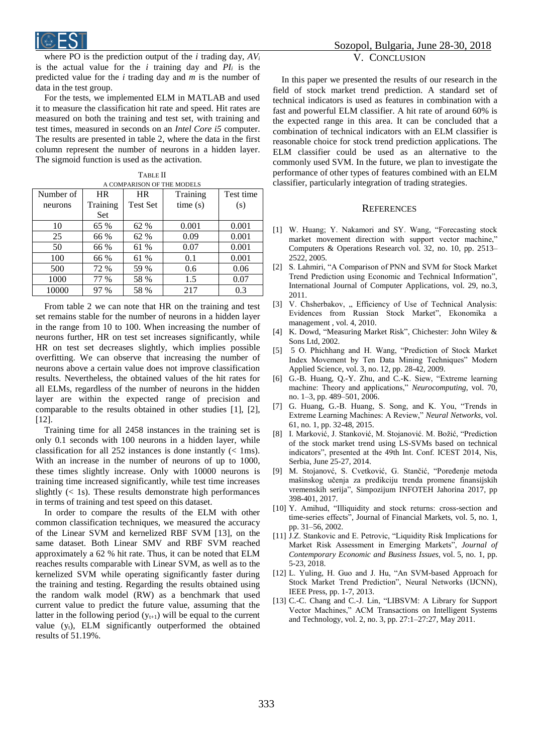where PO is the prediction output of the $i$ trading day, $AV_i$ is the actual value for the $i$ training day and $PI_i$ is the predicted value for the $i$ trading day and $m$ is the number of data in the test group.

For the tests, we implemented ELM in MATLAB and used it to measure the classification hit rate and speed. Hit rates are measured on both the training and test set, with training and test times, measured in seconds on an *Intel Core i5* computer. The results are presented in table 2, where the data in the first column represent the number of neurons in a hidden layer. The sigmoid function is used as the activation.

TABLE II
A COMPARISON OF THE MODELS

| Number of neurons | HR Training Set | HR Test Set | Training time (s) | Test time (s) |
|---|---|---|---|---|
| 10 | 65 % | 62 % | 0.001 | 0.001 |
| 25 | 66 % | 62 % | 0.09 | 0.001 |
| 50 | 66 % | 61 % | 0.07 | 0.001 |
| 100 | 66 % | 61 % | 0.1 | 0.001 |
| 500 | 72 % | 59 % | 0.6 | 0.06 |
| 1000 | 77 % | 58 % | 1.5 | 0.07 |
| 10000 | 97 % | 58 % | 217 | 0.3 |

From table 2 we can note that HR on the training and test set remains stable for the number of neurons in a hidden layer in the range from 10 to 100. When increasing the number of neurons further, HR on test set increases significantly, while HR on test set decreases slightly, which implies possible overfitting. We can observe that increasing the number of neurons above a certain value does not improve classification results. Nevertheless, the obtained values of the hit rates for all ELMs, regardless of the number of neurons in the hidden layer are within the expected range of precision and comparable to the results obtained in other studies [1], [2], [12].

Training time for all 2458 instances in the training set is only 0.1 seconds with 100 neurons in a hidden layer, while classification for all 252 instances is done instantly (< 1ms). With an increase in the number of neurons of up to 1000, these times slightly increase. Only with 10000 neurons is training time increased significantly, while test time increases slightly (< 1s). These results demonstrate high performances in terms of training and test speed on this dataset.

In order to compare the results of the ELM with other common classification techniques, we measured the accuracy of the Linear SVM and kernelized RBF SVM [13], on the same dataset. Both Linear SMV and RBF SVM reached approximately a 62 % hit rate. Thus, it can be noted that ELM reaches results comparable with Linear SVM, as well as to the kernelized SVM while operating significantly faster during the training and testing. Regarding the results obtained using the random walk model (RW) as a benchmark that used current value to predict the future value, assuming that the latter in the following period ($y_{t+1}$) will be equal to the current value ($y_t$), ELM significantly outperformed the obtained results of 51.19%.

## V. CONCLUSION

In this paper we presented the results of our research in the field of stock market trend prediction. A standard set of technical indicators is used as features in combination with a fast and powerful ELM classifier. A hit rate of around 60% is the expected range in this area. It can be concluded that a combination of technical indicators with an ELM classifier is reasonable choice for stock trend prediction applications. The ELM classifier could be used as an alternative to the commonly used SVM. In the future, we plan to investigate the performance of other types of features combined with an ELM classifier, particularly integration of trading strategies.

## REFERENCES

[1] W. Huang; Y. Nakamori and SY. Wang, "Forecasting stock market movement direction with support vector machine," Computers & Operations Research vol. 32, no. 10, pp. 2513–2522, 2005.

[2] S. Lahmiri, "A Comparison of PNN and SVM for Stock Market Trend Prediction using Economic and Technical Information", International Journal of Computer Applications, vol. 29, no.3, 2011.

[3] V. Chsherbakov, „ Efficiency of Use of Technical Analysis: Evidences from Russian Stock Market", Ekonomika a management , vol. 4, 2010.

[4] K. Dowd, "Measuring Market Risk", Chichester: John Wiley & Sons Ltd, 2002.

[5] 5 O. Phichhang and H. Wang, "Prediction of Stock Market Index Movement by Ten Data Mining Techniques" Modern Applied Science, vol. 3, no. 12, pp. 28-42, 2009.

[6] G.-B. Huang, Q.-Y. Zhu, and C.-K. Siew, "Extreme learning machine: Theory and applications," *Neurocomputing*, vol. 70, no. 1–3, pp. 489–501, 2006.

[7] G. Huang, G.-B. Huang, S. Song, and K. You, "Trends in Extreme Learning Machines: A Review," *Neural Networks*, vol. 61, no. 1, pp. 32-48, 2015.

[8] I. Marković, J. Stanković, M. Stojanović. M. Božić, "Prediction of the stock market trend using LS-SVMs based on technical indicators", presented at the 49th Int. Conf. ICEST 2014, Nis, Serbia, June 25-27, 2014.

[9] M. Stojanovć, S. Cvetković, G. Stančić, "Poređenje metoda mašinskog učenja za predikciju trenda promene finansijskih vremenskih serija", Simpozijum INFOTEH Jahorina 2017, pp 398-401, 2017.

[10] Y. Amihud, "Illiquidity and stock returns: cross-section and time-series effects", Journal of Financial Markets, vol. 5, no. 1, pp. 31–56, 2002.

[11] J.Z. Stankovic and E. Petrovic, "Liquidity Risk Implications for Market Risk Assessment in Emerging Markets", *Journal of Contemporary Economic and Business Issues*, vol. 5, no. 1, pp. 5-23, 2018.

[12] L. Yuling, H. Guo and J. Hu, "An SVM-based Approach for Stock Market Trend Prediction", Neural Networks (IJCNN), IEEE Press, pp. 1-7, 2013.

[13] C.-C. Chang and C.-J. Lin, "LIBSVM: A Library for Support Vector Machines," ACM Transactions on Intelligent Systems and Technology, vol. 2, no. 3, pp. 27:1–27:27, May 2011.